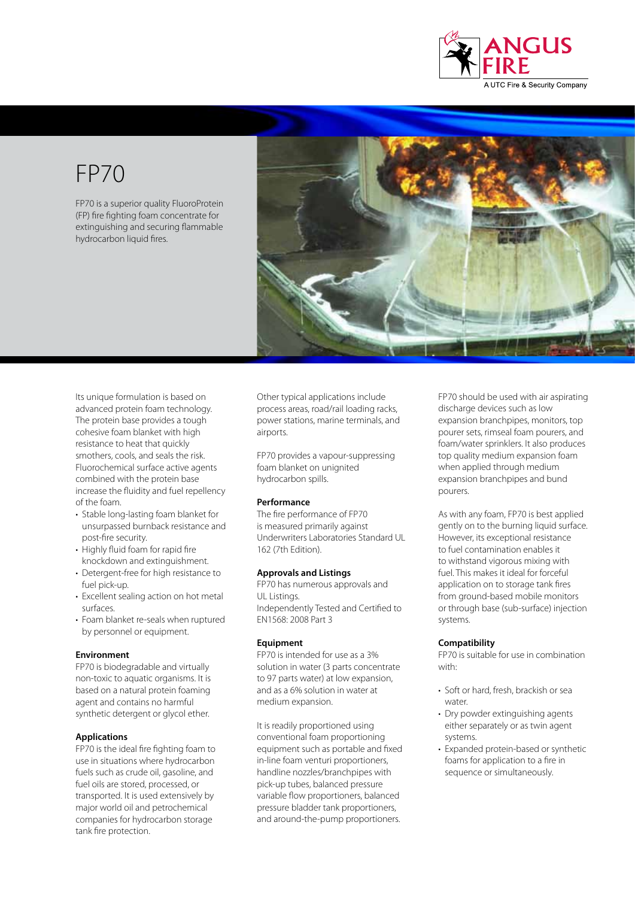ANGUS FIRE

A UTC Fire & Security Company

# FP70

FP70 is a superior quality FluoroProtein (FP) fire fighting foam concentrate for extinguishing and securing flammable hydrocarbon liquid fires.

Its unique formulation is based on advanced protein foam technology. The protein base provides a tough cohesive foam blanket with high resistance to heat that quickly smothers, cools, and seals the risk. Fluorochemical surface active agents combined with the protein base increase the fluidity and fuel repellency of the foam.

- Stable long-lasting foam blanket for unsurpassed burnback resistance and post-fire security.
- Highly fluid foam for rapid fire knockdown and extinguishment.
- Detergent-free for high resistance to fuel pick-up.
- Excellent sealing action on hot metal surfaces.
- Foam blanket re-seals when ruptured by personnel or equipment.

### Environment

FP70 is biodegradable and virtually non-toxic to aquatic organisms. It is based on a natural protein foaming agent and contains no harmful synthetic detergent or glycol ether.

### Applications

FP70 is the ideal fire fighting foam to use in situations where hydrocarbon fuels such as crude oil, gasoline, and fuel oils are stored, processed, or transported. It is used extensively by major world oil and petrochemical companies for hydrocarbon storage tank fire protection.

Other typical applications include process areas, road/rail loading racks, power stations, marine terminals, and airports.

FP70 provides a vapour-suppressing foam blanket on unignited hydrocarbon spills.

### Performance

The fire performance of FP70 is measured primarily against Underwriters Laboratories Standard UL 162 (7th Edition).

### Approvals and Listings

FP70 has numerous approvals and UL Listings.
Independently Tested and Certified to EN1568: 2008 Part 3

### Equipment

FP70 is intended for use as a 3% solution in water (3 parts concentrate to 97 parts water) at low expansion, and as a 6% solution in water at medium expansion.

It is readily proportioned using conventional foam proportioning equipment such as portable and fixed in-line foam venturi proportioners, handline nozzles/branchpipes with pick-up tubes, balanced pressure variable flow proportioners, balanced pressure bladder tank proportioners, and around-the-pump proportioners.

FP70 should be used with air aspirating discharge devices such as low expansion branchpipes, monitors, top pourer sets, rimseal foam pourers, and foam/water sprinklers. It also produces top quality medium expansion foam when applied through medium expansion branchpipes and bund pourers.

As with any foam, FP70 is best applied gently on to the burning liquid surface. However, its exceptional resistance to fuel contamination enables it to withstand vigorous mixing with fuel. This makes it ideal for forceful application on to storage tank fires from ground-based mobile monitors or through base (sub-surface) injection systems.

### Compatibility

FP70 is suitable for use in combination with:

- Soft or hard, fresh, brackish or sea water.
- Dry powder extinguishing agents either separately or as twin agent systems.
- Expanded protein-based or synthetic foams for application to a fire in sequence or simultaneously.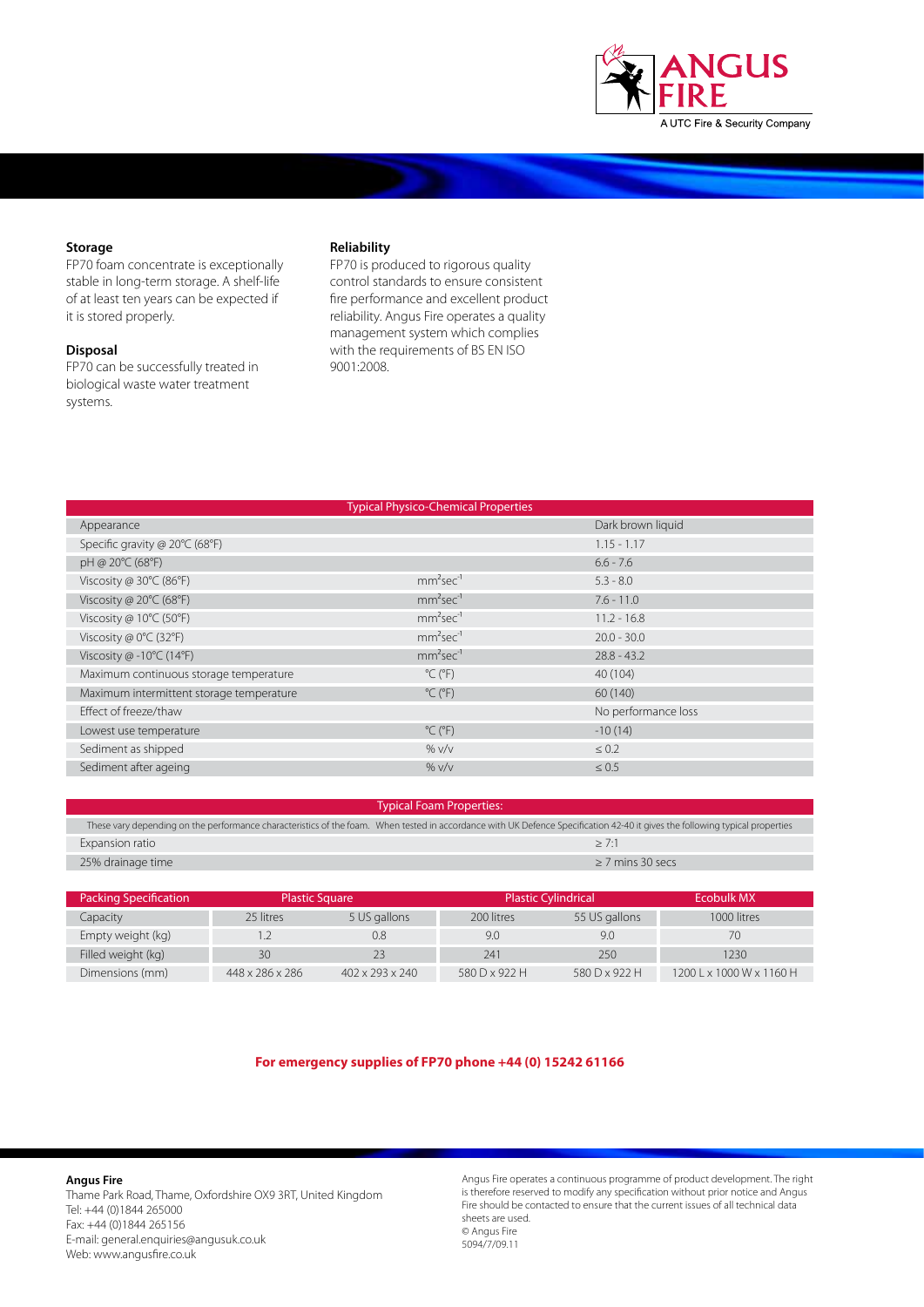### Storage

FP70 foam concentrate is exceptionally stable in long-term storage. A shelf-life of at least ten years can be expected if it is stored properly.

### Disposal

FP70 can be successfully treated in biological waste water treatment systems.

### Reliability

FP70 is produced to rigorous quality control standards to ensure consistent fire performance and excellent product reliability. Angus Fire operates a quality management system which complies with the requirements of BS EN ISO 9001:2008.

| Typical Physico-Chemical Properties | | |
|---|---|---|
| Appearance | | Dark brown liquid |
| Specific gravity @ 20°C (68°F) | | 1.15 - 1.17 |
| pH @ 20°C (68°F) | | 6.6 - 7.6 |
| Viscosity @ 30°C (86°F) | $mm^2sec^{-1}$ | 5.3 - 8.0 |
| Viscosity @ 20°C (68°F) | $mm^2sec^{-1}$ | 7.6 - 11.0 |
| Viscosity @ 10°C (50°F) | $mm^2sec^{-1}$ | 11.2 - 16.8 |
| Viscosity @ 0°C (32°F) | $mm^2sec^{-1}$ | 20.0 - 30.0 |
| Viscosity @ -10°C (14°F) | $mm^2sec^{-1}$ | 28.8 - 43.2 |
| Maximum continuous storage temperature | °C (°F) | 40 (104) |
| Maximum intermittent storage temperature | °C (°F) | 60 (140) |
| Effect of freeze/thaw | | No performance loss |
| Lowest use temperature | °C (°F) | -10 (14) |
| Sediment as shipped | % v/v | ≤ 0.2 |
| Sediment after ageing | % v/v | ≤ 0.5 |

| Typical Foam Properties: | |
|---|---|
| These vary depending on the performance characteristics of the foam. When tested in accordance with UK Defence Specification 42-40 it gives the following typical properties | |
| Expansion ratio | ≥ 7:1 |
| 25% drainage time | ≥ 7 mins 30 secs |

| Packing Specification | Plastic Square | | Plastic Cylindrical | | Ecobulk MX |
|---|---|---|---|---|---|
| Capacity | 25 litres | 5 US gallons | 200 litres | 55 US gallons | 1000 litres |
| Empty weight (kg) | 1.2 | 0.8 | 9.0 | 9.0 | 70 |
| Filled weight (kg) | 30 | 23 | 241 | 250 | 1230 |
| Dimensions (mm) | 448 x 286 x 286 | 402 x 293 x 240 | 580 D x 922 H | 580 D x 922 H | 1200 L x 1000 W x 1160 H |

**For emergency supplies of FP70 phone +44 (0) 15242 61166**

**Angus Fire**
Thame Park Road, Thame, Oxfordshire OX9 3RT, United Kingdom
Tel: +44 (0)1844 265000
Fax: +44 (0)1844 265156
E-mail: general.enquiries@angusuk.co.uk
Web: www.angusfire.co.uk

Angus Fire operates a continuous programme of product development. The right is therefore reserved to modify any specification without prior notice and Angus Fire should be contacted to ensure that the current issues of all technical data sheets are used.
© Angus Fire
5094/7/09.11